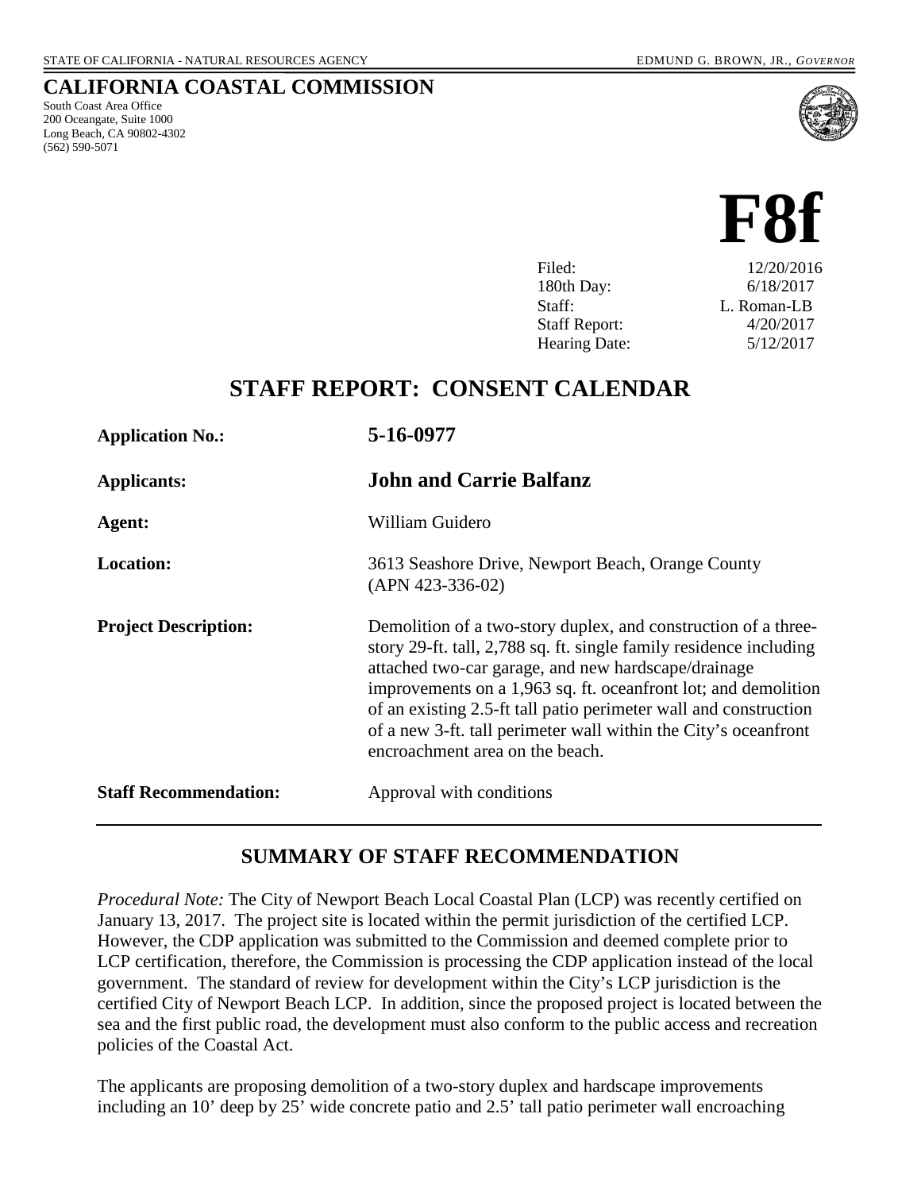STATE OF CALIFORNIA - NATURAL RESOURCES AGENCY EDMUND G. BROWN, JR., *GOVERNOR*

**CALIFORNIA COASTAL COMMISSION**
South Coast Area Office
200 Oceangate, Suite 1000
Long Beach, CA 90802-4302
(562) 590-5071

# F8f

| | |
|---|---|
| Filed: | 12/20/2016 |
| 180th Day: | 6/18/2017 |
| Staff: | L. Roman-LB |
| Staff Report: | 4/20/2017 |
| Hearing Date: | 5/12/2017 |

## STAFF REPORT: CONSENT CALENDAR

| | |
|---|---|
| **Application No.:** | **5-16-0977** |
| **Applicants:** | **John and Carrie Balfanz** |
| **Agent:** | William Guidero |
| **Location:** | 3613 Seashore Drive, Newport Beach, Orange County (APN 423-336-02) |
| **Project Description:** | Demolition of a two-story duplex, and construction of a three-story 29-ft. tall, 2,788 sq. ft. single family residence including attached two-car garage, and new hardscape/drainage improvements on a 1,963 sq. ft. oceanfront lot; and demolition of an existing 2.5-ft tall patio perimeter wall and construction of a new 3-ft. tall perimeter wall within the City's oceanfront encroachment area on the beach. |
| **Staff Recommendation:** | Approval with conditions |

## SUMMARY OF STAFF RECOMMENDATION

*Procedural Note:* The City of Newport Beach Local Coastal Plan (LCP) was recently certified on January 13, 2017. The project site is located within the permit jurisdiction of the certified LCP. However, the CDP application was submitted to the Commission and deemed complete prior to LCP certification, therefore, the Commission is processing the CDP application instead of the local government. The standard of review for development within the City's LCP jurisdiction is the certified City of Newport Beach LCP. In addition, since the proposed project is located between the sea and the first public road, the development must also conform to the public access and recreation policies of the Coastal Act.

The applicants are proposing demolition of a two-story duplex and hardscape improvements including an 10' deep by 25' wide concrete patio and 2.5' tall patio perimeter wall encroaching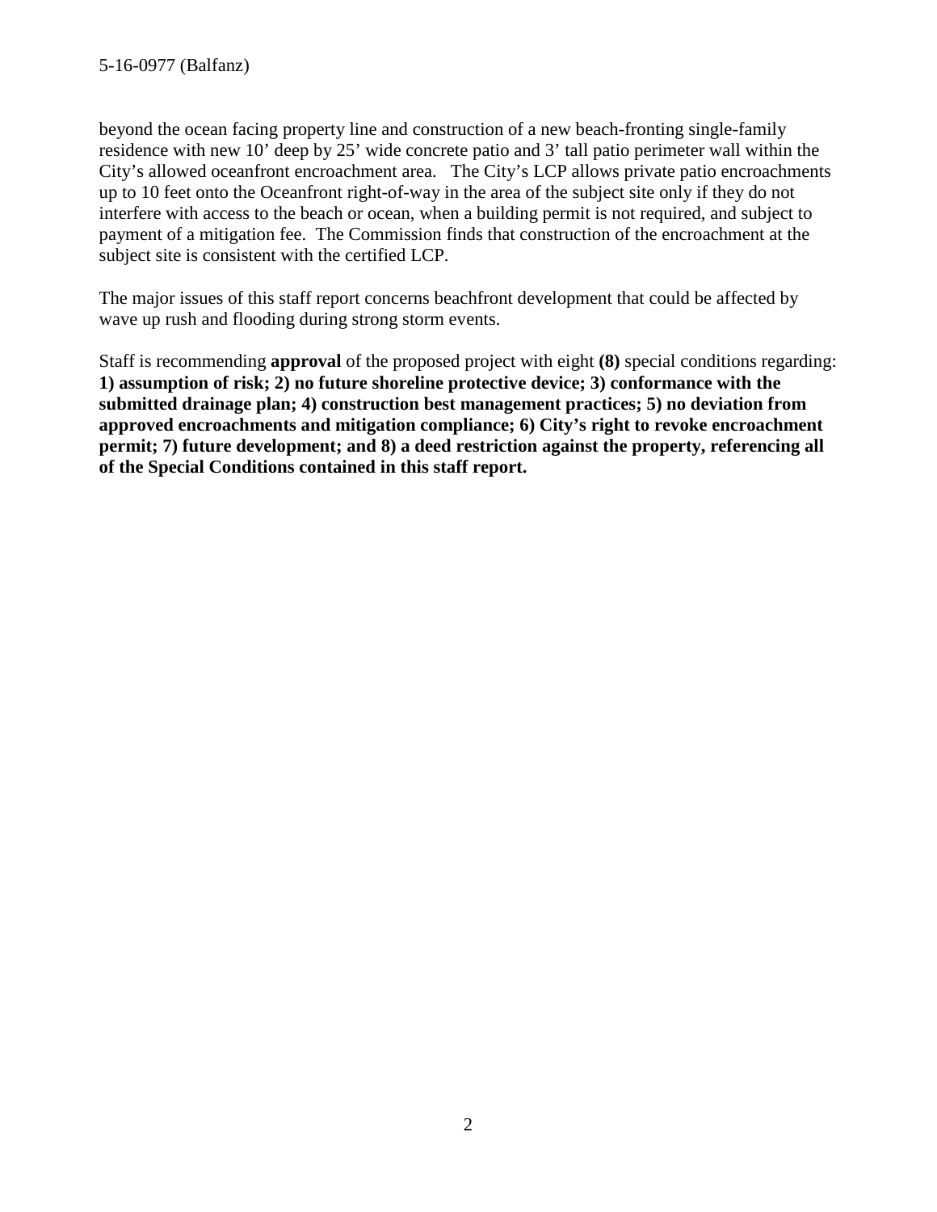beyond the ocean facing property line and construction of a new beach-fronting single-family residence with new 10' deep by 25' wide concrete patio and 3' tall patio perimeter wall within the City's allowed oceanfront encroachment area. The City's LCP allows private patio encroachments up to 10 feet onto the Oceanfront right-of-way in the area of the subject site only if they do not interfere with access to the beach or ocean, when a building permit is not required, and subject to payment of a mitigation fee. The Commission finds that construction of the encroachment at the subject site is consistent with the certified LCP.

The major issues of this staff report concerns beachfront development that could be affected by wave up rush and flooding during strong storm events.

Staff is recommending **approval** of the proposed project with eight **(8)** special conditions regarding: **1) assumption of risk; 2) no future shoreline protective device; 3) conformance with the submitted drainage plan; 4) construction best management practices; 5) no deviation from approved encroachments and mitigation compliance; 6) City's right to revoke encroachment permit; 7) future development; and 8) a deed restriction against the property, referencing all of the Special Conditions contained in this staff report.**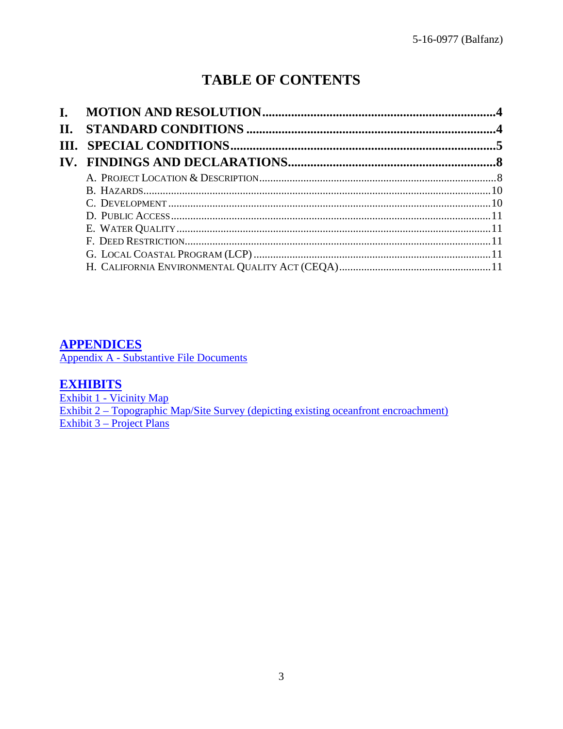# TABLE OF CONTENTS

**I. MOTION AND RESOLUTION** ........................................................................ **4**
**II. STANDARD CONDITIONS** ........................................................................ **4**
**III. SPECIAL CONDITIONS** ........................................................................ **5**
**IV. FINDINGS AND DECLARATIONS** ........................................................................ **8**

- A. PROJECT LOCATION & DESCRIPTION ........................................................................ 8
- B. HAZARDS ........................................................................ 10
- C. DEVELOPMENT ........................................................................ 10
- D. PUBLIC ACCESS ........................................................................ 11
- E. WATER QUALITY ........................................................................ 11
- F. DEED RESTRICTION ........................................................................ 11
- G. LOCAL COASTAL PROGRAM (LCP) ........................................................................ 11
- H. CALIFORNIA ENVIRONMENTAL QUALITY ACT (CEQA) ........................................................................ 11

## APPENDICES

Appendix A - Substantive File Documents

## EXHIBITS

Exhibit 1 - Vicinity Map
Exhibit 2 – Topographic Map/Site Survey (depicting existing oceanfront encroachment)
Exhibit 3 – Project Plans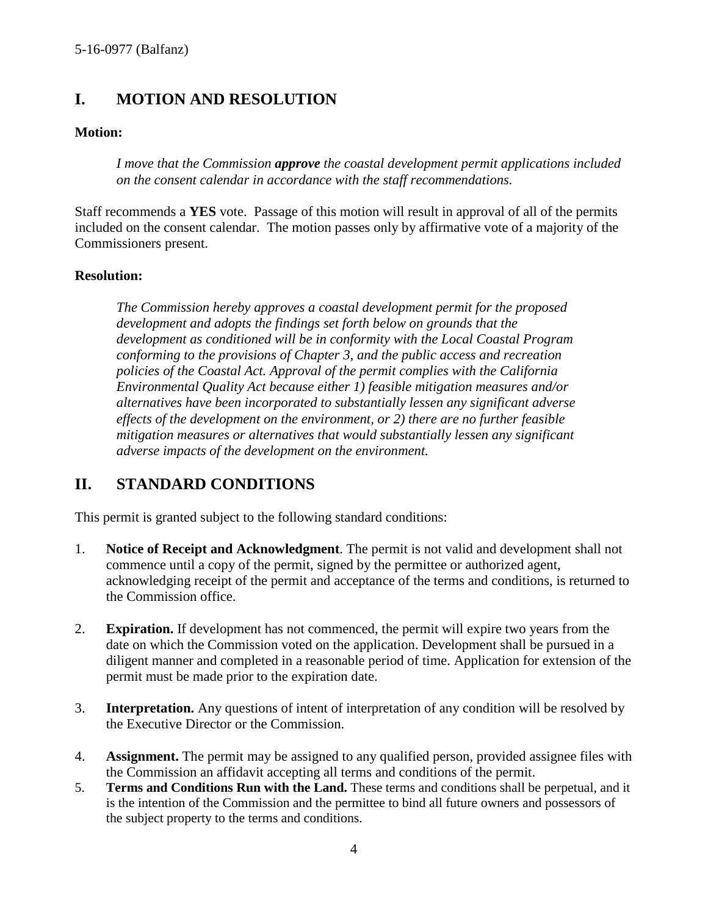## I. MOTION AND RESOLUTION

**Motion:**

> *I move that the Commission* ***approve*** *the coastal development permit applications included on the consent calendar in accordance with the staff recommendations.*

Staff recommends a **YES** vote. Passage of this motion will result in approval of all of the permits included on the consent calendar. The motion passes only by affirmative vote of a majority of the Commissioners present.

**Resolution:**

> *The Commission hereby approves a coastal development permit for the proposed development and adopts the findings set forth below on grounds that the development as conditioned will be in conformity with the Local Coastal Program conforming to the provisions of Chapter 3, and the public access and recreation policies of the Coastal Act. Approval of the permit complies with the California Environmental Quality Act because either 1) feasible mitigation measures and/or alternatives have been incorporated to substantially lessen any significant adverse effects of the development on the environment, or 2) there are no further feasible mitigation measures or alternatives that would substantially lessen any significant adverse impacts of the development on the environment.*

## II. STANDARD CONDITIONS

This permit is granted subject to the following standard conditions:

1. **Notice of Receipt and Acknowledgment**. The permit is not valid and development shall not commence until a copy of the permit, signed by the permittee or authorized agent, acknowledging receipt of the permit and acceptance of the terms and conditions, is returned to the Commission office.

2. **Expiration.** If development has not commenced, the permit will expire two years from the date on which the Commission voted on the application. Development shall be pursued in a diligent manner and completed in a reasonable period of time. Application for extension of the permit must be made prior to the expiration date.

3. **Interpretation.** Any questions of intent of interpretation of any condition will be resolved by the Executive Director or the Commission.

4. **Assignment.** The permit may be assigned to any qualified person, provided assignee files with the Commission an affidavit accepting all terms and conditions of the permit.

5. **Terms and Conditions Run with the Land.** These terms and conditions shall be perpetual, and it is the intention of the Commission and the permittee to bind all future owners and possessors of the subject property to the terms and conditions.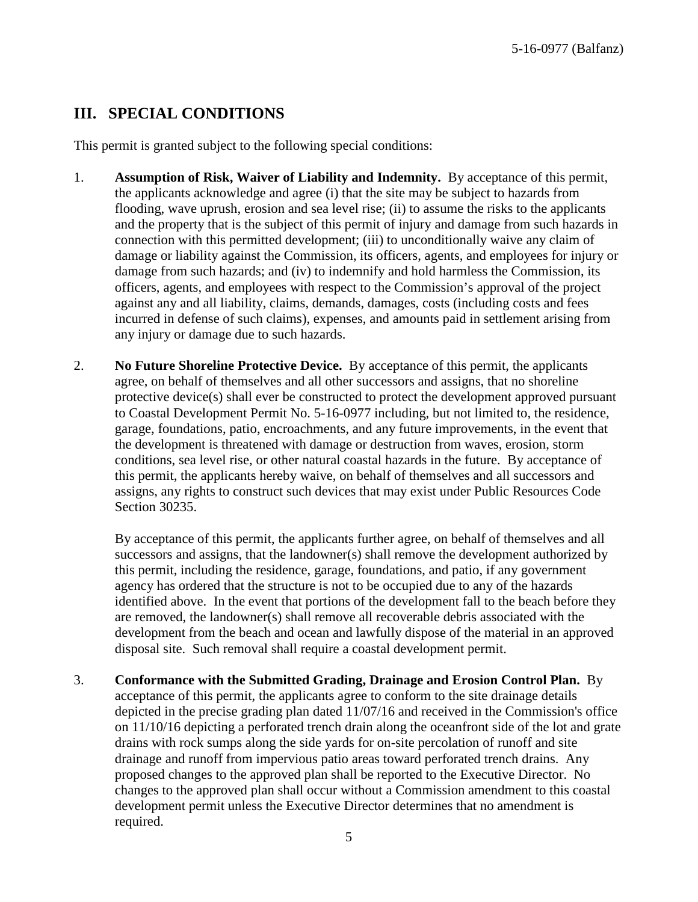## III. SPECIAL CONDITIONS

This permit is granted subject to the following special conditions:

1. **Assumption of Risk, Waiver of Liability and Indemnity.** By acceptance of this permit, the applicants acknowledge and agree (i) that the site may be subject to hazards from flooding, wave uprush, erosion and sea level rise; (ii) to assume the risks to the applicants and the property that is the subject of this permit of injury and damage from such hazards in connection with this permitted development; (iii) to unconditionally waive any claim of damage or liability against the Commission, its officers, agents, and employees for injury or damage from such hazards; and (iv) to indemnify and hold harmless the Commission, its officers, agents, and employees with respect to the Commission's approval of the project against any and all liability, claims, demands, damages, costs (including costs and fees incurred in defense of such claims), expenses, and amounts paid in settlement arising from any injury or damage due to such hazards.

2. **No Future Shoreline Protective Device.** By acceptance of this permit, the applicants agree, on behalf of themselves and all other successors and assigns, that no shoreline protective device(s) shall ever be constructed to protect the development approved pursuant to Coastal Development Permit No. 5-16-0977 including, but not limited to, the residence, garage, foundations, patio, encroachments, and any future improvements, in the event that the development is threatened with damage or destruction from waves, erosion, storm conditions, sea level rise, or other natural coastal hazards in the future. By acceptance of this permit, the applicants hereby waive, on behalf of themselves and all successors and assigns, any rights to construct such devices that may exist under Public Resources Code Section 30235.

   By acceptance of this permit, the applicants further agree, on behalf of themselves and all successors and assigns, that the landowner(s) shall remove the development authorized by this permit, including the residence, garage, foundations, and patio, if any government agency has ordered that the structure is not to be occupied due to any of the hazards identified above. In the event that portions of the development fall to the beach before they are removed, the landowner(s) shall remove all recoverable debris associated with the development from the beach and ocean and lawfully dispose of the material in an approved disposal site. Such removal shall require a coastal development permit.

3. **Conformance with the Submitted Grading, Drainage and Erosion Control Plan.** By acceptance of this permit, the applicants agree to conform to the site drainage details depicted in the precise grading plan dated 11/07/16 and received in the Commission's office on 11/10/16 depicting a perforated trench drain along the oceanfront side of the lot and grate drains with rock sumps along the side yards for on-site percolation of runoff and site drainage and runoff from impervious patio areas toward perforated trench drains. Any proposed changes to the approved plan shall be reported to the Executive Director. No changes to the approved plan shall occur without a Commission amendment to this coastal development permit unless the Executive Director determines that no amendment is required.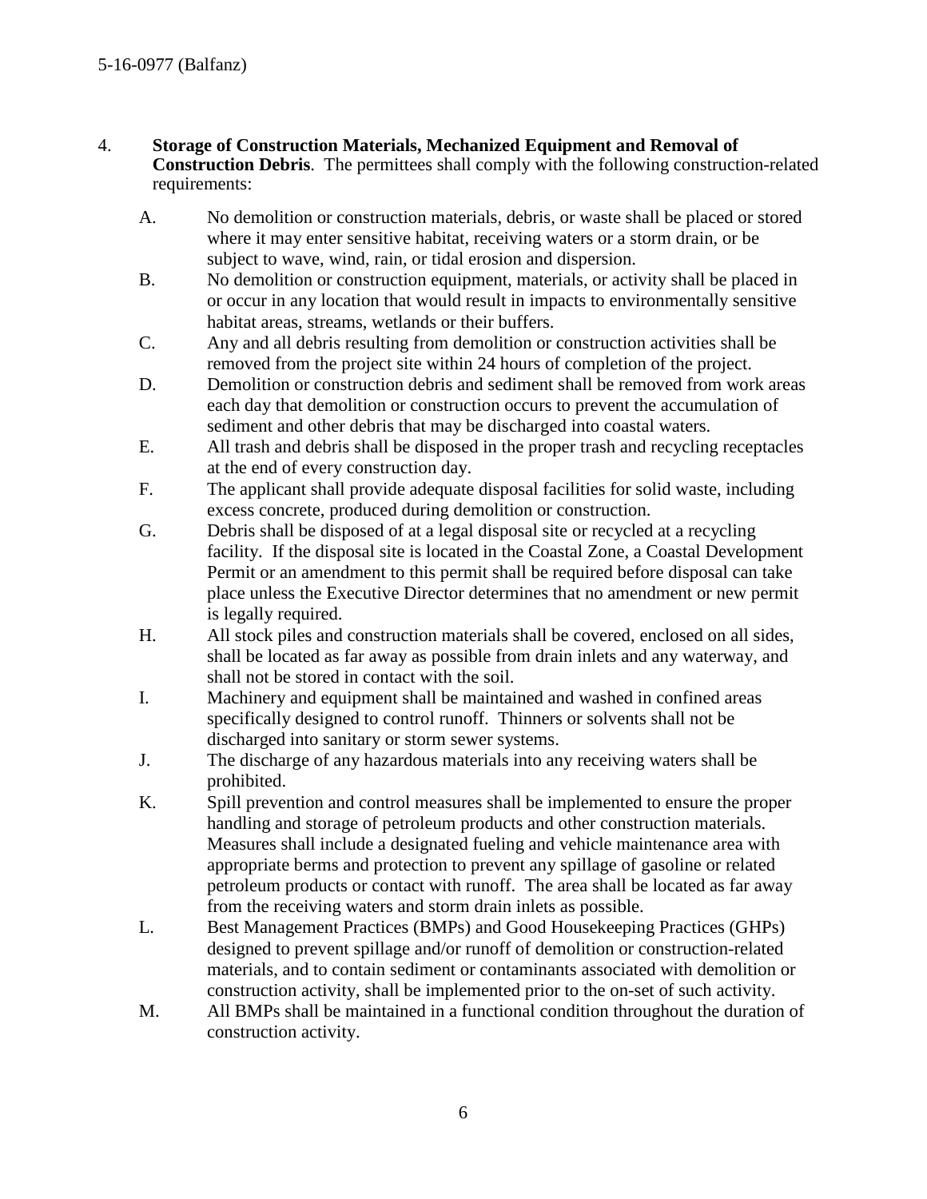4. **Storage of Construction Materials, Mechanized Equipment and Removal of Construction Debris**. The permittees shall comply with the following construction-related requirements:

   A. No demolition or construction materials, debris, or waste shall be placed or stored where it may enter sensitive habitat, receiving waters or a storm drain, or be subject to wave, wind, rain, or tidal erosion and dispersion.

   B. No demolition or construction equipment, materials, or activity shall be placed in or occur in any location that would result in impacts to environmentally sensitive habitat areas, streams, wetlands or their buffers.

   C. Any and all debris resulting from demolition or construction activities shall be removed from the project site within 24 hours of completion of the project.

   D. Demolition or construction debris and sediment shall be removed from work areas each day that demolition or construction occurs to prevent the accumulation of sediment and other debris that may be discharged into coastal waters.

   E. All trash and debris shall be disposed in the proper trash and recycling receptacles at the end of every construction day.

   F. The applicant shall provide adequate disposal facilities for solid waste, including excess concrete, produced during demolition or construction.

   G. Debris shall be disposed of at a legal disposal site or recycled at a recycling facility. If the disposal site is located in the Coastal Zone, a Coastal Development Permit or an amendment to this permit shall be required before disposal can take place unless the Executive Director determines that no amendment or new permit is legally required.

   H. All stock piles and construction materials shall be covered, enclosed on all sides, shall be located as far away as possible from drain inlets and any waterway, and shall not be stored in contact with the soil.

   I. Machinery and equipment shall be maintained and washed in confined areas specifically designed to control runoff. Thinners or solvents shall not be discharged into sanitary or storm sewer systems.

   J. The discharge of any hazardous materials into any receiving waters shall be prohibited.

   K. Spill prevention and control measures shall be implemented to ensure the proper handling and storage of petroleum products and other construction materials. Measures shall include a designated fueling and vehicle maintenance area with appropriate berms and protection to prevent any spillage of gasoline or related petroleum products or contact with runoff. The area shall be located as far away from the receiving waters and storm drain inlets as possible.

   L. Best Management Practices (BMPs) and Good Housekeeping Practices (GHPs) designed to prevent spillage and/or runoff of demolition or construction-related materials, and to contain sediment or contaminants associated with demolition or construction activity, shall be implemented prior to the on-set of such activity.

   M. All BMPs shall be maintained in a functional condition throughout the duration of construction activity.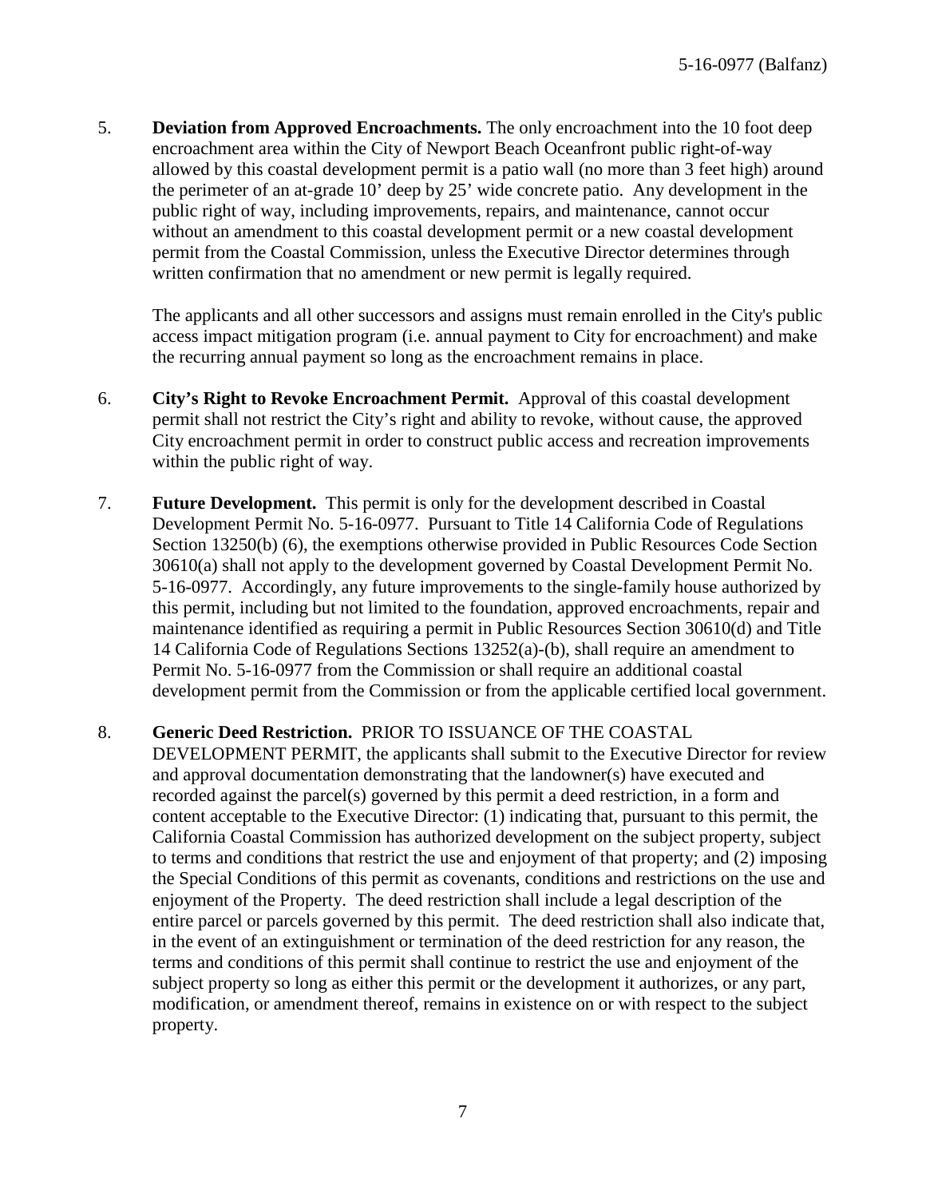5. **Deviation from Approved Encroachments.** The only encroachment into the 10 foot deep encroachment area within the City of Newport Beach Oceanfront public right-of-way allowed by this coastal development permit is a patio wall (no more than 3 feet high) around the perimeter of an at-grade 10' deep by 25' wide concrete patio. Any development in the public right of way, including improvements, repairs, and maintenance, cannot occur without an amendment to this coastal development permit or a new coastal development permit from the Coastal Commission, unless the Executive Director determines through written confirmation that no amendment or new permit is legally required.

   The applicants and all other successors and assigns must remain enrolled in the City's public access impact mitigation program (i.e. annual payment to City for encroachment) and make the recurring annual payment so long as the encroachment remains in place.

6. **City's Right to Revoke Encroachment Permit.** Approval of this coastal development permit shall not restrict the City's right and ability to revoke, without cause, the approved City encroachment permit in order to construct public access and recreation improvements within the public right of way.

7. **Future Development.** This permit is only for the development described in Coastal Development Permit No. 5-16-0977. Pursuant to Title 14 California Code of Regulations Section 13250(b) (6), the exemptions otherwise provided in Public Resources Code Section 30610(a) shall not apply to the development governed by Coastal Development Permit No. 5-16-0977. Accordingly, any future improvements to the single-family house authorized by this permit, including but not limited to the foundation, approved encroachments, repair and maintenance identified as requiring a permit in Public Resources Section 30610(d) and Title 14 California Code of Regulations Sections 13252(a)-(b), shall require an amendment to Permit No. 5-16-0977 from the Commission or shall require an additional coastal development permit from the Commission or from the applicable certified local government.

8. **Generic Deed Restriction.** PRIOR TO ISSUANCE OF THE COASTAL DEVELOPMENT PERMIT, the applicants shall submit to the Executive Director for review and approval documentation demonstrating that the landowner(s) have executed and recorded against the parcel(s) governed by this permit a deed restriction, in a form and content acceptable to the Executive Director: (1) indicating that, pursuant to this permit, the California Coastal Commission has authorized development on the subject property, subject to terms and conditions that restrict the use and enjoyment of that property; and (2) imposing the Special Conditions of this permit as covenants, conditions and restrictions on the use and enjoyment of the Property. The deed restriction shall include a legal description of the entire parcel or parcels governed by this permit. The deed restriction shall also indicate that, in the event of an extinguishment or termination of the deed restriction for any reason, the terms and conditions of this permit shall continue to restrict the use and enjoyment of the subject property so long as either this permit or the development it authorizes, or any part, modification, or amendment thereof, remains in existence on or with respect to the subject property.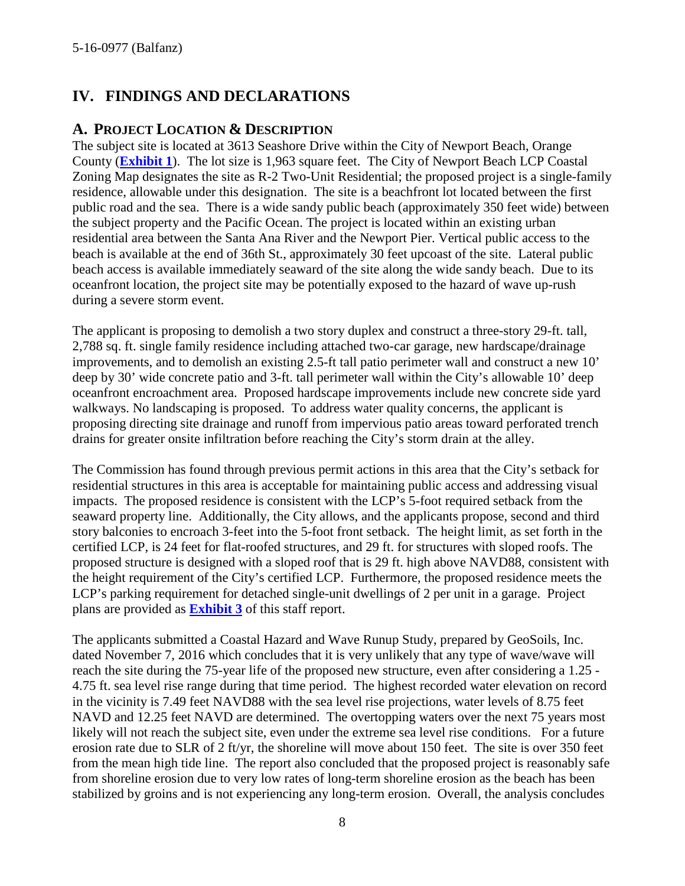## IV. FINDINGS AND DECLARATIONS

### A. PROJECT LOCATION & DESCRIPTION

The subject site is located at 3613 Seashore Drive within the City of Newport Beach, Orange County (**Exhibit 1**). The lot size is 1,963 square feet. The City of Newport Beach LCP Coastal Zoning Map designates the site as R-2 Two-Unit Residential; the proposed project is a single-family residence, allowable under this designation. The site is a beachfront lot located between the first public road and the sea. There is a wide sandy public beach (approximately 350 feet wide) between the subject property and the Pacific Ocean. The project is located within an existing urban residential area between the Santa Ana River and the Newport Pier. Vertical public access to the beach is available at the end of 36th St., approximately 30 feet upcoast of the site. Lateral public beach access is available immediately seaward of the site along the wide sandy beach. Due to its oceanfront location, the project site may be potentially exposed to the hazard of wave up-rush during a severe storm event.

The applicant is proposing to demolish a two story duplex and construct a three-story 29-ft. tall, 2,788 sq. ft. single family residence including attached two-car garage, new hardscape/drainage improvements, and to demolish an existing 2.5-ft tall patio perimeter wall and construct a new 10' deep by 30' wide concrete patio and 3-ft. tall perimeter wall within the City's allowable 10' deep oceanfront encroachment area. Proposed hardscape improvements include new concrete side yard walkways. No landscaping is proposed. To address water quality concerns, the applicant is proposing directing site drainage and runoff from impervious patio areas toward perforated trench drains for greater onsite infiltration before reaching the City's storm drain at the alley.

The Commission has found through previous permit actions in this area that the City's setback for residential structures in this area is acceptable for maintaining public access and addressing visual impacts. The proposed residence is consistent with the LCP's 5-foot required setback from the seaward property line. Additionally, the City allows, and the applicants propose, second and third story balconies to encroach 3-feet into the 5-foot front setback. The height limit, as set forth in the certified LCP, is 24 feet for flat-roofed structures, and 29 ft. for structures with sloped roofs. The proposed structure is designed with a sloped roof that is 29 ft. high above NAVD88, consistent with the height requirement of the City's certified LCP. Furthermore, the proposed residence meets the LCP's parking requirement for detached single-unit dwellings of 2 per unit in a garage. Project plans are provided as **Exhibit 3** of this staff report.

The applicants submitted a Coastal Hazard and Wave Runup Study, prepared by GeoSoils, Inc. dated November 7, 2016 which concludes that it is very unlikely that any type of wave/wave will reach the site during the 75-year life of the proposed new structure, even after considering a 1.25 - 4.75 ft. sea level rise range during that time period. The highest recorded water elevation on record in the vicinity is 7.49 feet NAVD88 with the sea level rise projections, water levels of 8.75 feet NAVD and 12.25 feet NAVD are determined. The overtopping waters over the next 75 years most likely will not reach the subject site, even under the extreme sea level rise conditions. For a future erosion rate due to SLR of 2 ft/yr, the shoreline will move about 150 feet. The site is over 350 feet from the mean high tide line. The report also concluded that the proposed project is reasonably safe from shoreline erosion due to very low rates of long-term shoreline erosion as the beach has been stabilized by groins and is not experiencing any long-term erosion. Overall, the analysis concludes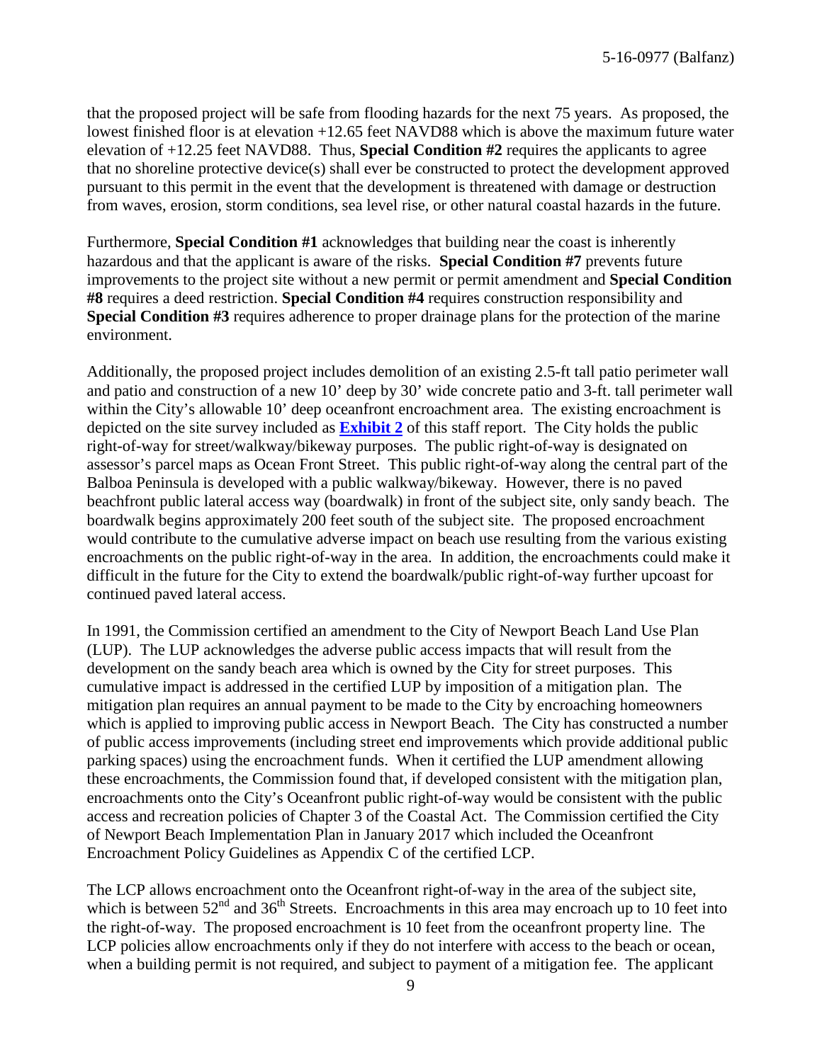that the proposed project will be safe from flooding hazards for the next 75 years. As proposed, the lowest finished floor is at elevation +12.65 feet NAVD88 which is above the maximum future water elevation of +12.25 feet NAVD88. Thus, **Special Condition #2** requires the applicants to agree that no shoreline protective device(s) shall ever be constructed to protect the development approved pursuant to this permit in the event that the development is threatened with damage or destruction from waves, erosion, storm conditions, sea level rise, or other natural coastal hazards in the future.

Furthermore, **Special Condition #1** acknowledges that building near the coast is inherently hazardous and that the applicant is aware of the risks. **Special Condition #7** prevents future improvements to the project site without a new permit or permit amendment and **Special Condition #8** requires a deed restriction. **Special Condition #4** requires construction responsibility and **Special Condition #3** requires adherence to proper drainage plans for the protection of the marine environment.

Additionally, the proposed project includes demolition of an existing 2.5-ft tall patio perimeter wall and patio and construction of a new 10' deep by 30' wide concrete patio and 3-ft. tall perimeter wall within the City's allowable 10' deep oceanfront encroachment area. The existing encroachment is depicted on the site survey included as **Exhibit 2** of this staff report. The City holds the public right-of-way for street/walkway/bikeway purposes. The public right-of-way is designated on assessor's parcel maps as Ocean Front Street. This public right-of-way along the central part of the Balboa Peninsula is developed with a public walkway/bikeway. However, there is no paved beachfront public lateral access way (boardwalk) in front of the subject site, only sandy beach. The boardwalk begins approximately 200 feet south of the subject site. The proposed encroachment would contribute to the cumulative adverse impact on beach use resulting from the various existing encroachments on the public right-of-way in the area. In addition, the encroachments could make it difficult in the future for the City to extend the boardwalk/public right-of-way further upcoast for continued paved lateral access.

In 1991, the Commission certified an amendment to the City of Newport Beach Land Use Plan (LUP). The LUP acknowledges the adverse public access impacts that will result from the development on the sandy beach area which is owned by the City for street purposes. This cumulative impact is addressed in the certified LUP by imposition of a mitigation plan. The mitigation plan requires an annual payment to be made to the City by encroaching homeowners which is applied to improving public access in Newport Beach. The City has constructed a number of public access improvements (including street end improvements which provide additional public parking spaces) using the encroachment funds. When it certified the LUP amendment allowing these encroachments, the Commission found that, if developed consistent with the mitigation plan, encroachments onto the City's Oceanfront public right-of-way would be consistent with the public access and recreation policies of Chapter 3 of the Coastal Act. The Commission certified the City of Newport Beach Implementation Plan in January 2017 which included the Oceanfront Encroachment Policy Guidelines as Appendix C of the certified LCP.

The LCP allows encroachment onto the Oceanfront right-of-way in the area of the subject site, which is between 52nd and 36th Streets. Encroachments in this area may encroach up to 10 feet into the right-of-way. The proposed encroachment is 10 feet from the oceanfront property line. The LCP policies allow encroachments only if they do not interfere with access to the beach or ocean, when a building permit is not required, and subject to payment of a mitigation fee. The applicant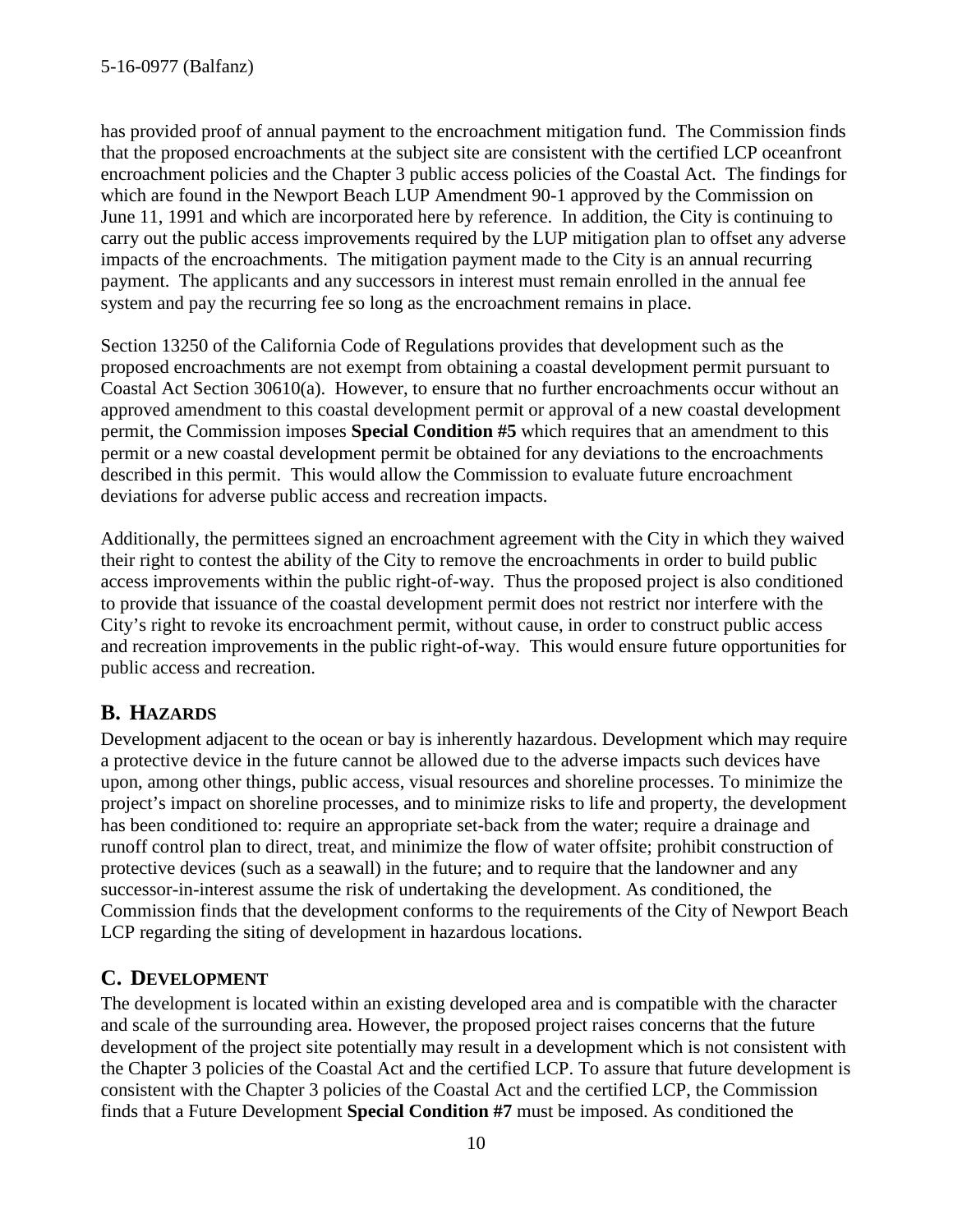has provided proof of annual payment to the encroachment mitigation fund. The Commission finds that the proposed encroachments at the subject site are consistent with the certified LCP oceanfront encroachment policies and the Chapter 3 public access policies of the Coastal Act. The findings for which are found in the Newport Beach LUP Amendment 90-1 approved by the Commission on June 11, 1991 and which are incorporated here by reference. In addition, the City is continuing to carry out the public access improvements required by the LUP mitigation plan to offset any adverse impacts of the encroachments. The mitigation payment made to the City is an annual recurring payment. The applicants and any successors in interest must remain enrolled in the annual fee system and pay the recurring fee so long as the encroachment remains in place.

Section 13250 of the California Code of Regulations provides that development such as the proposed encroachments are not exempt from obtaining a coastal development permit pursuant to Coastal Act Section 30610(a). However, to ensure that no further encroachments occur without an approved amendment to this coastal development permit or approval of a new coastal development permit, the Commission imposes **Special Condition #5** which requires that an amendment to this permit or a new coastal development permit be obtained for any deviations to the encroachments described in this permit. This would allow the Commission to evaluate future encroachment deviations for adverse public access and recreation impacts.

Additionally, the permittees signed an encroachment agreement with the City in which they waived their right to contest the ability of the City to remove the encroachments in order to build public access improvements within the public right-of-way. Thus the proposed project is also conditioned to provide that issuance of the coastal development permit does not restrict nor interfere with the City's right to revoke its encroachment permit, without cause, in order to construct public access and recreation improvements in the public right-of-way. This would ensure future opportunities for public access and recreation.

## B. HAZARDS

Development adjacent to the ocean or bay is inherently hazardous. Development which may require a protective device in the future cannot be allowed due to the adverse impacts such devices have upon, among other things, public access, visual resources and shoreline processes. To minimize the project's impact on shoreline processes, and to minimize risks to life and property, the development has been conditioned to: require an appropriate set-back from the water; require a drainage and runoff control plan to direct, treat, and minimize the flow of water offsite; prohibit construction of protective devices (such as a seawall) in the future; and to require that the landowner and any successor-in-interest assume the risk of undertaking the development. As conditioned, the Commission finds that the development conforms to the requirements of the City of Newport Beach LCP regarding the siting of development in hazardous locations.

## C. DEVELOPMENT

The development is located within an existing developed area and is compatible with the character and scale of the surrounding area. However, the proposed project raises concerns that the future development of the project site potentially may result in a development which is not consistent with the Chapter 3 policies of the Coastal Act and the certified LCP. To assure that future development is consistent with the Chapter 3 policies of the Coastal Act and the certified LCP, the Commission finds that a Future Development **Special Condition #7** must be imposed. As conditioned the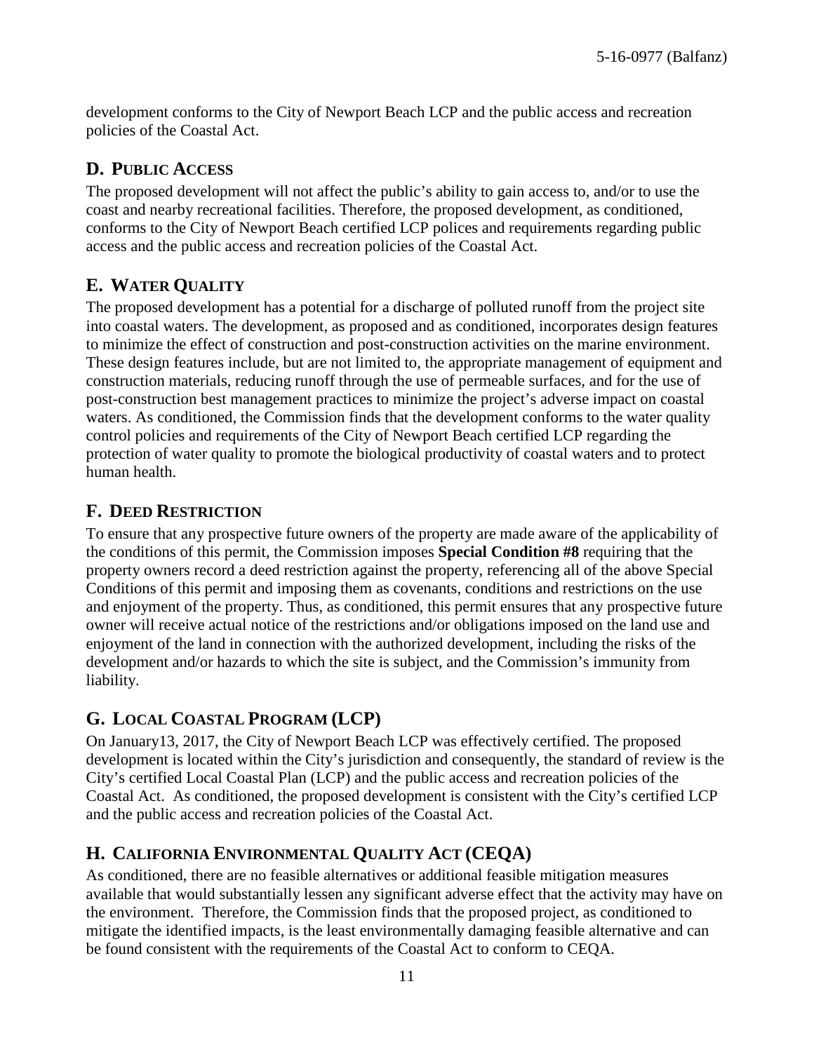development conforms to the City of Newport Beach LCP and the public access and recreation policies of the Coastal Act.

## D. PUBLIC ACCESS

The proposed development will not affect the public's ability to gain access to, and/or to use the coast and nearby recreational facilities. Therefore, the proposed development, as conditioned, conforms to the City of Newport Beach certified LCP polices and requirements regarding public access and the public access and recreation policies of the Coastal Act.

## E. WATER QUALITY

The proposed development has a potential for a discharge of polluted runoff from the project site into coastal waters. The development, as proposed and as conditioned, incorporates design features to minimize the effect of construction and post-construction activities on the marine environment. These design features include, but are not limited to, the appropriate management of equipment and construction materials, reducing runoff through the use of permeable surfaces, and for the use of post-construction best management practices to minimize the project's adverse impact on coastal waters. As conditioned, the Commission finds that the development conforms to the water quality control policies and requirements of the City of Newport Beach certified LCP regarding the protection of water quality to promote the biological productivity of coastal waters and to protect human health.

## F. DEED RESTRICTION

To ensure that any prospective future owners of the property are made aware of the applicability of the conditions of this permit, the Commission imposes **Special Condition #8** requiring that the property owners record a deed restriction against the property, referencing all of the above Special Conditions of this permit and imposing them as covenants, conditions and restrictions on the use and enjoyment of the property. Thus, as conditioned, this permit ensures that any prospective future owner will receive actual notice of the restrictions and/or obligations imposed on the land use and enjoyment of the land in connection with the authorized development, including the risks of the development and/or hazards to which the site is subject, and the Commission's immunity from liability.

## G. LOCAL COASTAL PROGRAM (LCP)

On January13, 2017, the City of Newport Beach LCP was effectively certified. The proposed development is located within the City's jurisdiction and consequently, the standard of review is the City's certified Local Coastal Plan (LCP) and the public access and recreation policies of the Coastal Act. As conditioned, the proposed development is consistent with the City's certified LCP and the public access and recreation policies of the Coastal Act.

## H. CALIFORNIA ENVIRONMENTAL QUALITY ACT (CEQA)

As conditioned, there are no feasible alternatives or additional feasible mitigation measures available that would substantially lessen any significant adverse effect that the activity may have on the environment. Therefore, the Commission finds that the proposed project, as conditioned to mitigate the identified impacts, is the least environmentally damaging feasible alternative and can be found consistent with the requirements of the Coastal Act to conform to CEQA.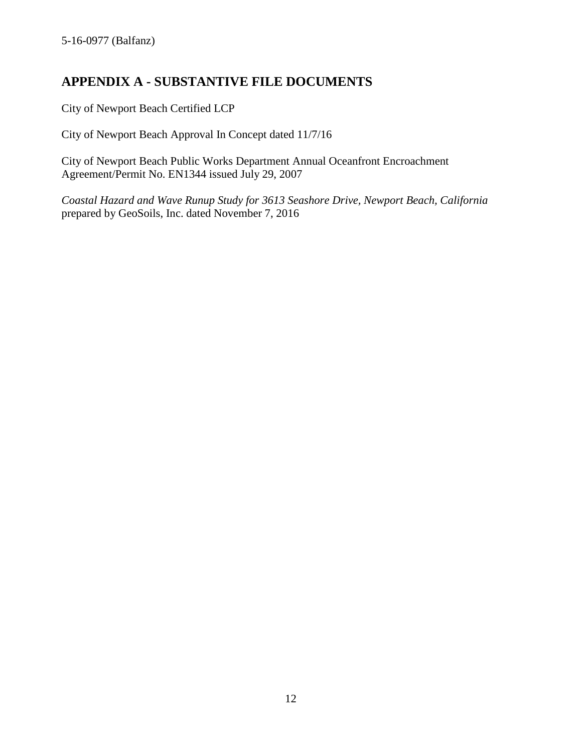## APPENDIX A - SUBSTANTIVE FILE DOCUMENTS

City of Newport Beach Certified LCP

City of Newport Beach Approval In Concept dated 11/7/16

City of Newport Beach Public Works Department Annual Oceanfront Encroachment Agreement/Permit No. EN1344 issued July 29, 2007

*Coastal Hazard and Wave Runup Study for 3613 Seashore Drive, Newport Beach, California* prepared by GeoSoils, Inc. dated November 7, 2016